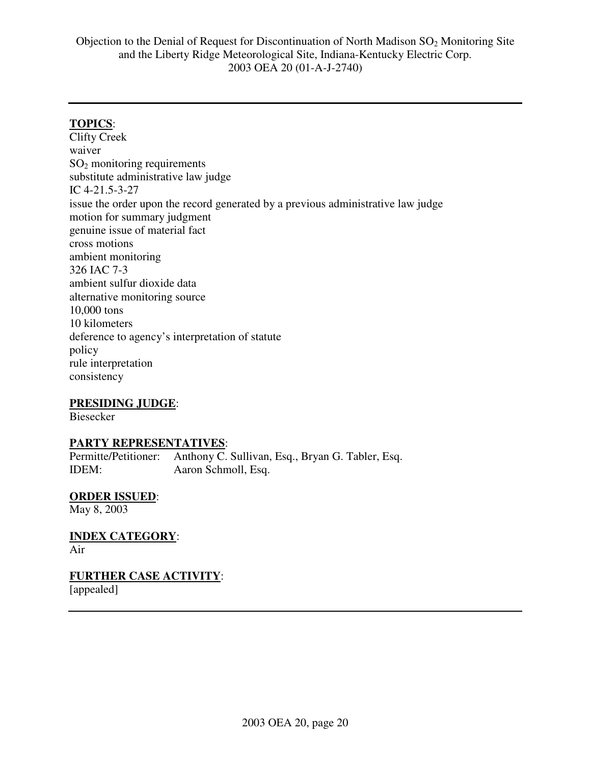Objection to the Denial of Request for Discontinuation of North Madison $SO_2$ Monitoring Site and the Liberty Ridge Meteorological Site, Indiana-Kentucky Electric Corp.
2003 OEA 20 (01-A-J-2740)

---

**TOPICS**:
Clifty Creek
waiver
$SO_2$ monitoring requirements
substitute administrative law judge
IC 4-21.5-3-27
issue the order upon the record generated by a previous administrative law judge
motion for summary judgment
genuine issue of material fact
cross motions
ambient monitoring
326 IAC 7-3
ambient sulfur dioxide data
alternative monitoring source
10,000 tons
10 kilometers
deference to agency's interpretation of statute
policy
rule interpretation
consistency

**PRESIDING JUDGE**:
Biesecker

**PARTY REPRESENTATIVES**:
Permitte/Petitioner: Anthony C. Sullivan, Esq., Bryan G. Tabler, Esq.
IDEM: Aaron Schmoll, Esq.

**ORDER ISSUED**:
May 8, 2003

**INDEX CATEGORY**:
Air

**FURTHER CASE ACTIVITY**:
[appealed]

---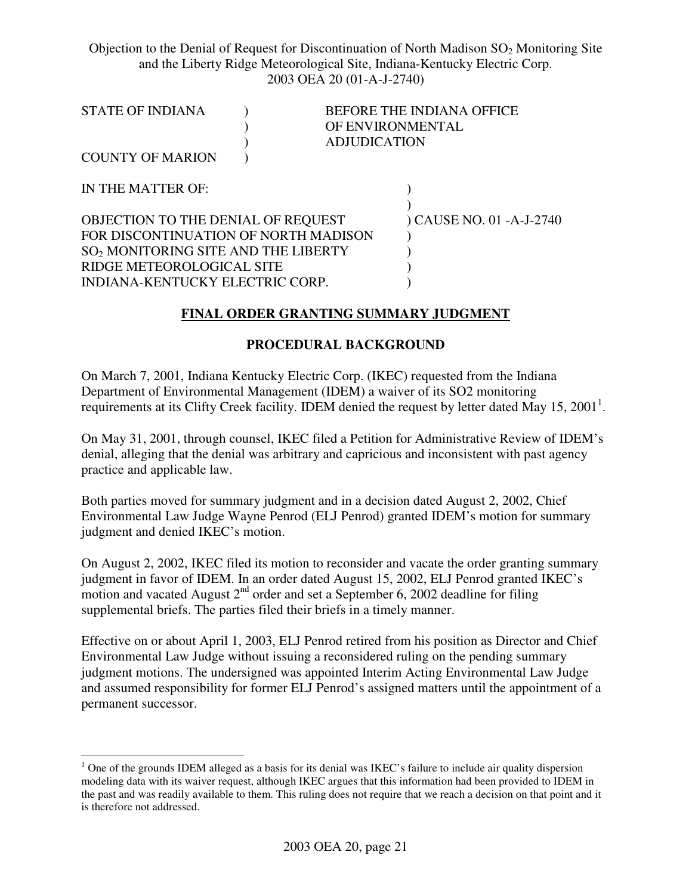Objection to the Denial of Request for Discontinuation of North Madison $SO_2$ Monitoring Site and the Liberty Ridge Meteorological Site, Indiana-Kentucky Electric Corp.
2003 OEA 20 (01-A-J-2740)

STATE OF INDIANA )
) BEFORE THE INDIANA OFFICE
) OF ENVIRONMENTAL
) ADJUDICATION
COUNTY OF MARION )

IN THE MATTER OF: )
)
OBJECTION TO THE DENIAL OF REQUEST ) CAUSE NO. 01 -A-J-2740
FOR DISCONTINUATION OF NORTH MADISON )
$SO_2$ MONITORING SITE AND THE LIBERTY )
RIDGE METEOROLOGICAL SITE )
INDIANA-KENTUCKY ELECTRIC CORP. )

## FINAL ORDER GRANTING SUMMARY JUDGMENT

### PROCEDURAL BACKGROUND

On March 7, 2001, Indiana Kentucky Electric Corp. (IKEC) requested from the Indiana Department of Environmental Management (IDEM) a waiver of its SO2 monitoring requirements at its Clifty Creek facility. IDEM denied the request by letter dated May 15, 2001[1].

On May 31, 2001, through counsel, IKEC filed a Petition for Administrative Review of IDEM's denial, alleging that the denial was arbitrary and capricious and inconsistent with past agency practice and applicable law.

Both parties moved for summary judgment and in a decision dated August 2, 2002, Chief Environmental Law Judge Wayne Penrod (ELJ Penrod) granted IDEM's motion for summary judgment and denied IKEC's motion.

On August 2, 2002, IKEC filed its motion to reconsider and vacate the order granting summary judgment in favor of IDEM. In an order dated August 15, 2002, ELJ Penrod granted IKEC's motion and vacated August 2nd order and set a September 6, 2002 deadline for filing supplemental briefs. The parties filed their briefs in a timely manner.

Effective on or about April 1, 2003, ELJ Penrod retired from his position as Director and Chief Environmental Law Judge without issuing a reconsidered ruling on the pending summary judgment motions. The undersigned was appointed Interim Acting Environmental Law Judge and assumed responsibility for former ELJ Penrod's assigned matters until the appointment of a permanent successor.

[1] One of the grounds IDEM alleged as a basis for its denial was IKEC's failure to include air quality dispersion modeling data with its waiver request, although IKEC argues that this information had been provided to IDEM in the past and was readily available to them. This ruling does not require that we reach a decision on that point and it is therefore not addressed.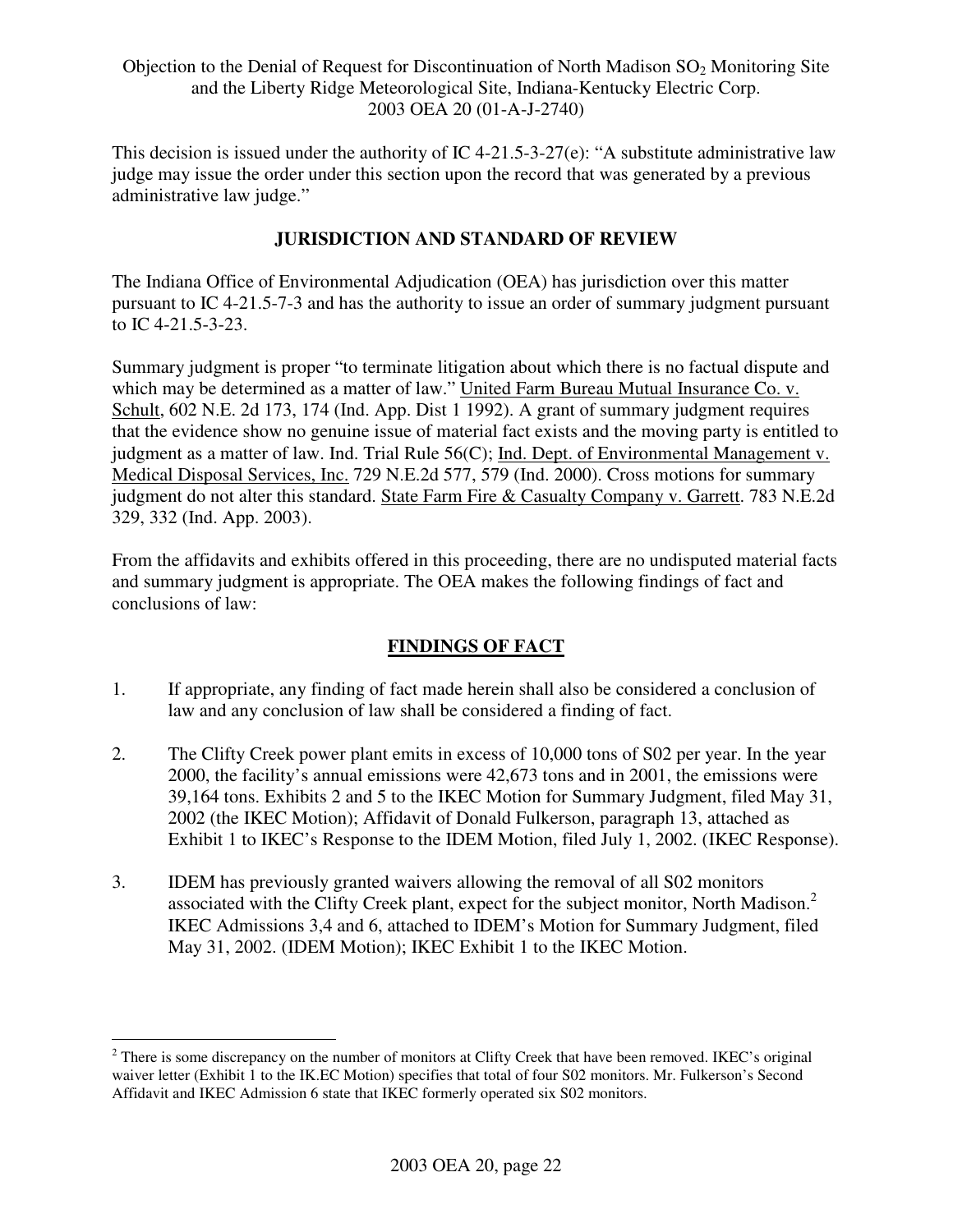Objection to the Denial of Request for Discontinuation of North Madison $SO_2$ Monitoring Site and the Liberty Ridge Meteorological Site, Indiana-Kentucky Electric Corp.
2003 OEA 20 (01-A-J-2740)

This decision is issued under the authority of IC 4-21.5-3-27(e): "A substitute administrative law judge may issue the order under this section upon the record that was generated by a previous administrative law judge."

## JURISDICTION AND STANDARD OF REVIEW

The Indiana Office of Environmental Adjudication (OEA) has jurisdiction over this matter pursuant to IC 4-21.5-7-3 and has the authority to issue an order of summary judgment pursuant to IC 4-21.5-3-23.

Summary judgment is proper "to terminate litigation about which there is no factual dispute and which may be determined as a matter of law." United Farm Bureau Mutual Insurance Co. v. Schult, 602 N.E. 2d 173, 174 (Ind. App. Dist 1 1992). A grant of summary judgment requires that the evidence show no genuine issue of material fact exists and the moving party is entitled to judgment as a matter of law. Ind. Trial Rule 56(C); Ind. Dept. of Environmental Management v. Medical Disposal Services, Inc. 729 N.E.2d 577, 579 (Ind. 2000). Cross motions for summary judgment do not alter this standard. State Farm Fire & Casualty Company v. Garrett. 783 N.E.2d 329, 332 (Ind. App. 2003).

From the affidavits and exhibits offered in this proceeding, there are no undisputed material facts and summary judgment is appropriate. The OEA makes the following findings of fact and conclusions of law:

## FINDINGS OF FACT

1. If appropriate, any finding of fact made herein shall also be considered a conclusion of law and any conclusion of law shall be considered a finding of fact.

2. The Clifty Creek power plant emits in excess of 10,000 tons of S02 per year. In the year 2000, the facility's annual emissions were 42,673 tons and in 2001, the emissions were 39,164 tons. Exhibits 2 and 5 to the IKEC Motion for Summary Judgment, filed May 31, 2002 (the IKEC Motion); Affidavit of Donald Fulkerson, paragraph 13, attached as Exhibit 1 to IKEC's Response to the IDEM Motion, filed July 1, 2002. (IKEC Response).

3. IDEM has previously granted waivers allowing the removal of all S02 monitors associated with the Clifty Creek plant, expect for the subject monitor, North Madison.[2] IKEC Admissions 3,4 and 6, attached to IDEM's Motion for Summary Judgment, filed May 31, 2002. (IDEM Motion); IKEC Exhibit 1 to the IKEC Motion.

[2] There is some discrepancy on the number of monitors at Clifty Creek that have been removed. IKEC's original waiver letter (Exhibit 1 to the IK.EC Motion) specifies that total of four S02 monitors. Mr. Fulkerson's Second Affidavit and IKEC Admission 6 state that IKEC formerly operated six S02 monitors.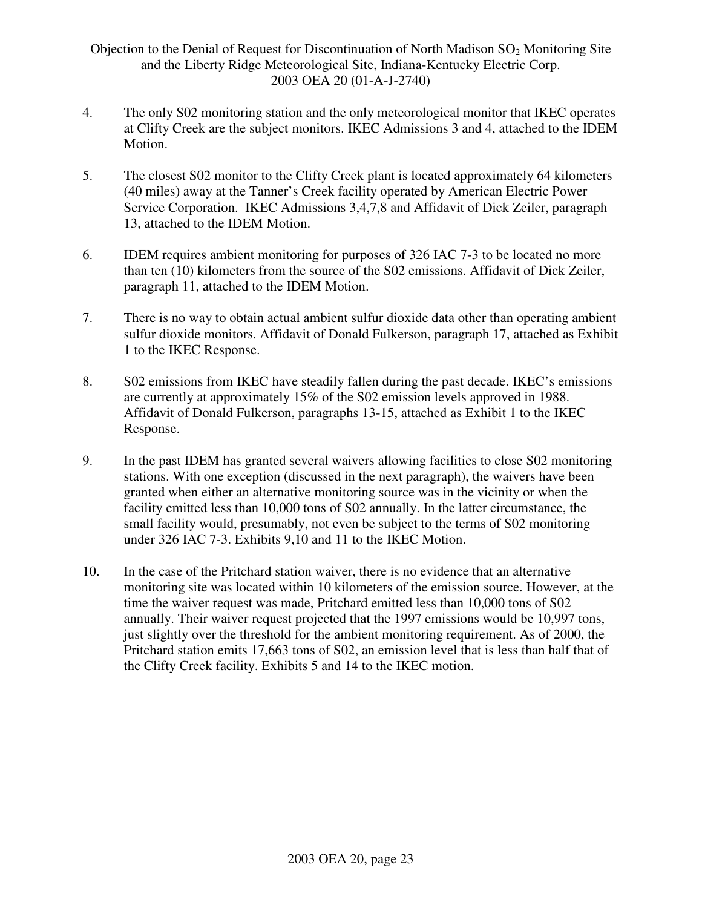4. The only S02 monitoring station and the only meteorological monitor that IKEC operates at Clifty Creek are the subject monitors. IKEC Admissions 3 and 4, attached to the IDEM Motion.

5. The closest S02 monitor to the Clifty Creek plant is located approximately 64 kilometers (40 miles) away at the Tanner's Creek facility operated by American Electric Power Service Corporation. IKEC Admissions 3,4,7,8 and Affidavit of Dick Zeiler, paragraph 13, attached to the IDEM Motion.

6. IDEM requires ambient monitoring for purposes of 326 IAC 7-3 to be located no more than ten (10) kilometers from the source of the S02 emissions. Affidavit of Dick Zeiler, paragraph 11, attached to the IDEM Motion.

7. There is no way to obtain actual ambient sulfur dioxide data other than operating ambient sulfur dioxide monitors. Affidavit of Donald Fulkerson, paragraph 17, attached as Exhibit 1 to the IKEC Response.

8. S02 emissions from IKEC have steadily fallen during the past decade. IKEC's emissions are currently at approximately 15% of the S02 emission levels approved in 1988. Affidavit of Donald Fulkerson, paragraphs 13-15, attached as Exhibit 1 to the IKEC Response.

9. In the past IDEM has granted several waivers allowing facilities to close S02 monitoring stations. With one exception (discussed in the next paragraph), the waivers have been granted when either an alternative monitoring source was in the vicinity or when the facility emitted less than 10,000 tons of S02 annually. In the latter circumstance, the small facility would, presumably, not even be subject to the terms of S02 monitoring under 326 IAC 7-3. Exhibits 9,10 and 11 to the IKEC Motion.

10. In the case of the Pritchard station waiver, there is no evidence that an alternative monitoring site was located within 10 kilometers of the emission source. However, at the time the waiver request was made, Pritchard emitted less than 10,000 tons of S02 annually. Their waiver request projected that the 1997 emissions would be 10,997 tons, just slightly over the threshold for the ambient monitoring requirement. As of 2000, the Pritchard station emits 17,663 tons of S02, an emission level that is less than half that of the Clifty Creek facility. Exhibits 5 and 14 to the IKEC motion.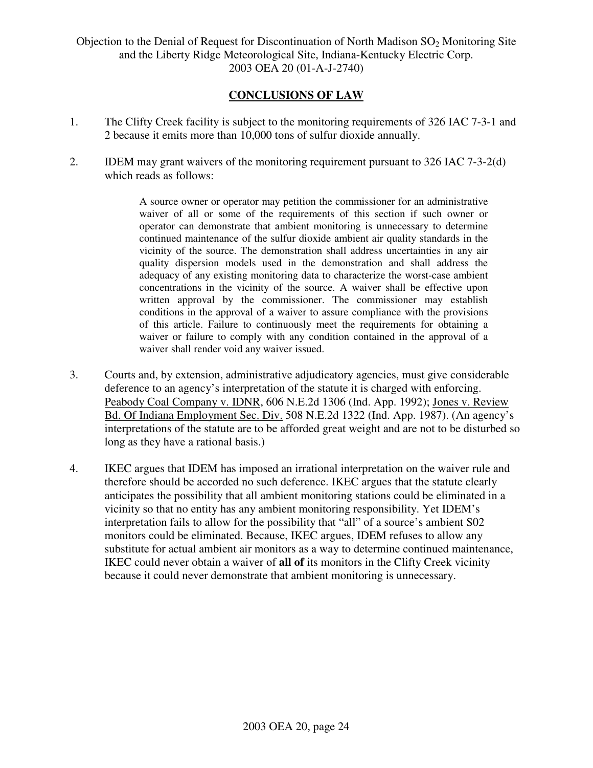## CONCLUSIONS OF LAW

1. The Clifty Creek facility is subject to the monitoring requirements of 326 IAC 7-3-1 and 2 because it emits more than 10,000 tons of sulfur dioxide annually.

2. IDEM may grant waivers of the monitoring requirement pursuant to 326 IAC 7-3-2(d) which reads as follows:

> A source owner or operator may petition the commissioner for an administrative waiver of all or some of the requirements of this section if such owner or operator can demonstrate that ambient monitoring is unnecessary to determine continued maintenance of the sulfur dioxide ambient air quality standards in the vicinity of the source. The demonstration shall address uncertainties in any air quality dispersion models used in the demonstration and shall address the adequacy of any existing monitoring data to characterize the worst-case ambient concentrations in the vicinity of the source. A waiver shall be effective upon written approval by the commissioner. The commissioner may establish conditions in the approval of a waiver to assure compliance with the provisions of this article. Failure to continuously meet the requirements for obtaining a waiver or failure to comply with any condition contained in the approval of a waiver shall render void any waiver issued.

3. Courts and, by extension, administrative adjudicatory agencies, must give considerable deference to an agency's interpretation of the statute it is charged with enforcing. Peabody Coal Company v. IDNR, 606 N.E.2d 1306 (Ind. App. 1992); Jones v. Review Bd. Of Indiana Employment Sec. Div. 508 N.E.2d 1322 (Ind. App. 1987). (An agency's interpretations of the statute are to be afforded great weight and are not to be disturbed so long as they have a rational basis.)

4. IKEC argues that IDEM has imposed an irrational interpretation on the waiver rule and therefore should be accorded no such deference. IKEC argues that the statute clearly anticipates the possibility that all ambient monitoring stations could be eliminated in a vicinity so that no entity has any ambient monitoring responsibility. Yet IDEM's interpretation fails to allow for the possibility that "all" of a source's ambient S02 monitors could be eliminated. Because, IKEC argues, IDEM refuses to allow any substitute for actual ambient air monitors as a way to determine continued maintenance, IKEC could never obtain a waiver of **all of** its monitors in the Clifty Creek vicinity because it could never demonstrate that ambient monitoring is unnecessary.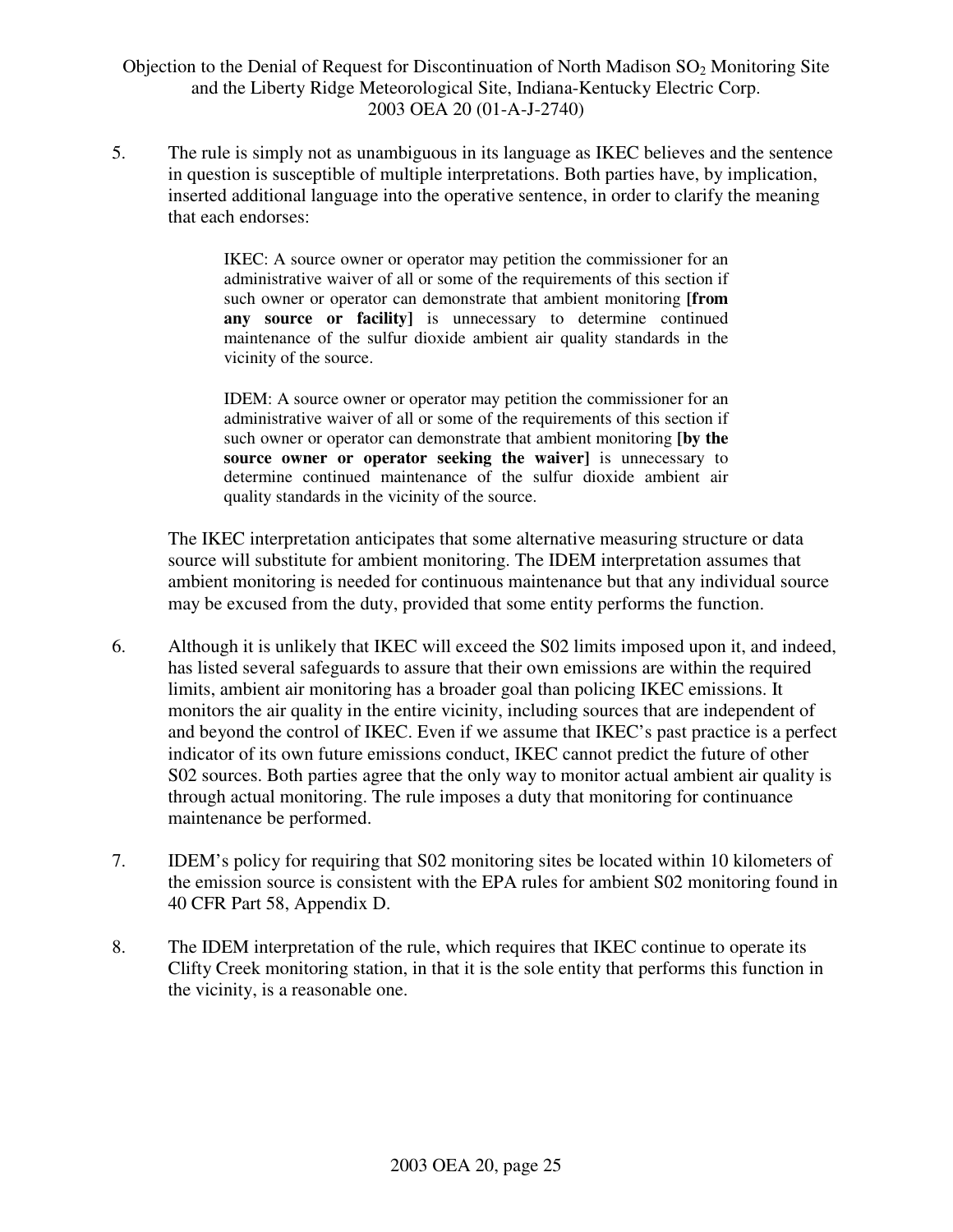5. The rule is simply not as unambiguous in its language as IKEC believes and the sentence in question is susceptible of multiple interpretations. Both parties have, by implication, inserted additional language into the operative sentence, in order to clarify the meaning that each endorses:

> IKEC: A source owner or operator may petition the commissioner for an administrative waiver of all or some of the requirements of this section if such owner or operator can demonstrate that ambient monitoring **[from any source or facility]** is unnecessary to determine continued maintenance of the sulfur dioxide ambient air quality standards in the vicinity of the source.
>
> IDEM: A source owner or operator may petition the commissioner for an administrative waiver of all or some of the requirements of this section if such owner or operator can demonstrate that ambient monitoring **[by the source owner or operator seeking the waiver]** is unnecessary to determine continued maintenance of the sulfur dioxide ambient air quality standards in the vicinity of the source.

The IKEC interpretation anticipates that some alternative measuring structure or data source will substitute for ambient monitoring. The IDEM interpretation assumes that ambient monitoring is needed for continuous maintenance but that any individual source may be excused from the duty, provided that some entity performs the function.

6. Although it is unlikely that IKEC will exceed the S02 limits imposed upon it, and indeed, has listed several safeguards to assure that their own emissions are within the required limits, ambient air monitoring has a broader goal than policing IKEC emissions. It monitors the air quality in the entire vicinity, including sources that are independent of and beyond the control of IKEC. Even if we assume that IKEC's past practice is a perfect indicator of its own future emissions conduct, IKEC cannot predict the future of other S02 sources. Both parties agree that the only way to monitor actual ambient air quality is through actual monitoring. The rule imposes a duty that monitoring for continuance maintenance be performed.

7. IDEM's policy for requiring that S02 monitoring sites be located within 10 kilometers of the emission source is consistent with the EPA rules for ambient S02 monitoring found in 40 CFR Part 58, Appendix D.

8. The IDEM interpretation of the rule, which requires that IKEC continue to operate its Clifty Creek monitoring station, in that it is the sole entity that performs this function in the vicinity, is a reasonable one.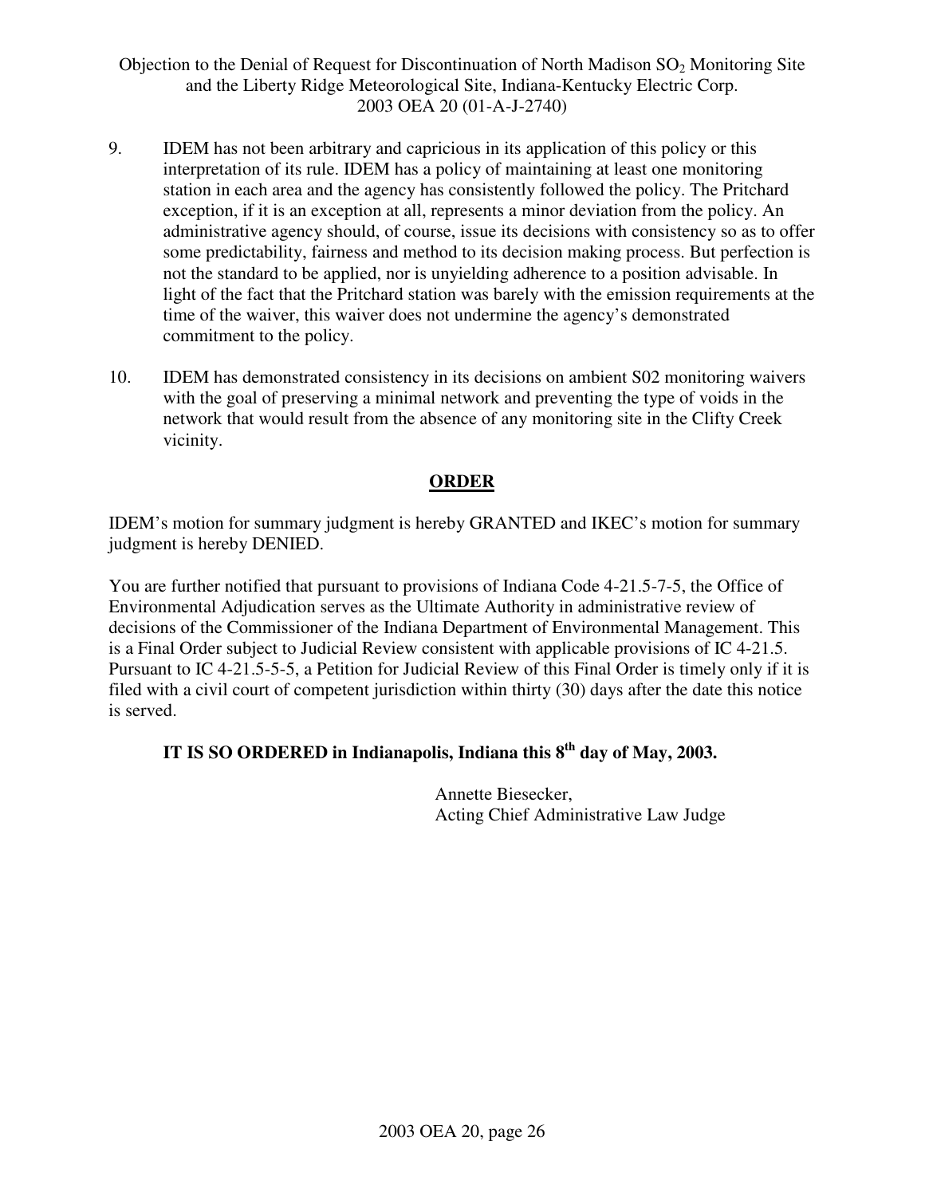9. IDEM has not been arbitrary and capricious in its application of this policy or this interpretation of its rule. IDEM has a policy of maintaining at least one monitoring station in each area and the agency has consistently followed the policy. The Pritchard exception, if it is an exception at all, represents a minor deviation from the policy. An administrative agency should, of course, issue its decisions with consistency so as to offer some predictability, fairness and method to its decision making process. But perfection is not the standard to be applied, nor is unyielding adherence to a position advisable. In light of the fact that the Pritchard station was barely with the emission requirements at the time of the waiver, this waiver does not undermine the agency's demonstrated commitment to the policy.

10. IDEM has demonstrated consistency in its decisions on ambient S02 monitoring waivers with the goal of preserving a minimal network and preventing the type of voids in the network that would result from the absence of any monitoring site in the Clifty Creek vicinity.

## ORDER

IDEM's motion for summary judgment is hereby GRANTED and IKEC's motion for summary judgment is hereby DENIED.

You are further notified that pursuant to provisions of Indiana Code 4-21.5-7-5, the Office of Environmental Adjudication serves as the Ultimate Authority in administrative review of decisions of the Commissioner of the Indiana Department of Environmental Management. This is a Final Order subject to Judicial Review consistent with applicable provisions of IC 4-21.5. Pursuant to IC 4-21.5-5-5, a Petition for Judicial Review of this Final Order is timely only if it is filed with a civil court of competent jurisdiction within thirty (30) days after the date this notice is served.

**IT IS SO ORDERED in Indianapolis, Indiana this 8th day of May, 2003.**

Annette Biesecker,
Acting Chief Administrative Law Judge